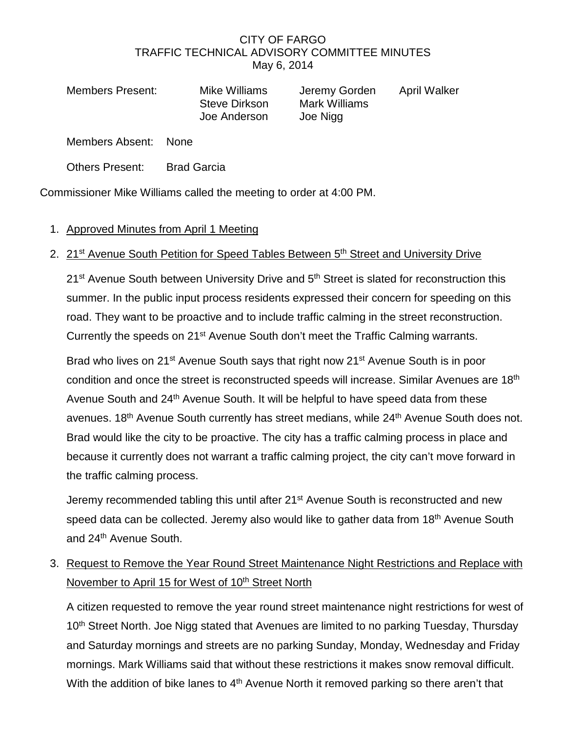# CITY OF FARGO
## TRAFFIC TECHNICAL ADVISORY COMMITTEE MINUTES
May 6, 2014

| Members Present: | Mike Williams | Jeremy Gorden | April Walker |
|---|---|---|---|
| | Steve Dirkson | Mark Williams | |
| | Joe Anderson | Joe Nigg | |

Members Absent: None

Others Present: Brad Garcia

Commissioner Mike Williams called the meeting to order at 4:00 PM.

1. Approved Minutes from April 1 Meeting

2. 21st Avenue South Petition for Speed Tables Between 5th Street and University Drive

   21st Avenue South between University Drive and 5th Street is slated for reconstruction this summer. In the public input process residents expressed their concern for speeding on this road. They want to be proactive and to include traffic calming in the street reconstruction. Currently the speeds on 21st Avenue South don't meet the Traffic Calming warrants.

   Brad who lives on 21st Avenue South says that right now 21st Avenue South is in poor condition and once the street is reconstructed speeds will increase. Similar Avenues are 18th Avenue South and 24th Avenue South. It will be helpful to have speed data from these avenues. 18th Avenue South currently has street medians, while 24th Avenue South does not. Brad would like the city to be proactive. The city has a traffic calming process in place and because it currently does not warrant a traffic calming project, the city can't move forward in the traffic calming process.

   Jeremy recommended tabling this until after 21st Avenue South is reconstructed and new speed data can be collected. Jeremy also would like to gather data from 18th Avenue South and 24th Avenue South.

3. Request to Remove the Year Round Street Maintenance Night Restrictions and Replace with November to April 15 for West of 10th Street North

   A citizen requested to remove the year round street maintenance night restrictions for west of 10th Street North. Joe Nigg stated that Avenues are limited to no parking Tuesday, Thursday and Saturday mornings and streets are no parking Sunday, Monday, Wednesday and Friday mornings. Mark Williams said that without these restrictions it makes snow removal difficult. With the addition of bike lanes to 4th Avenue North it removed parking so there aren't that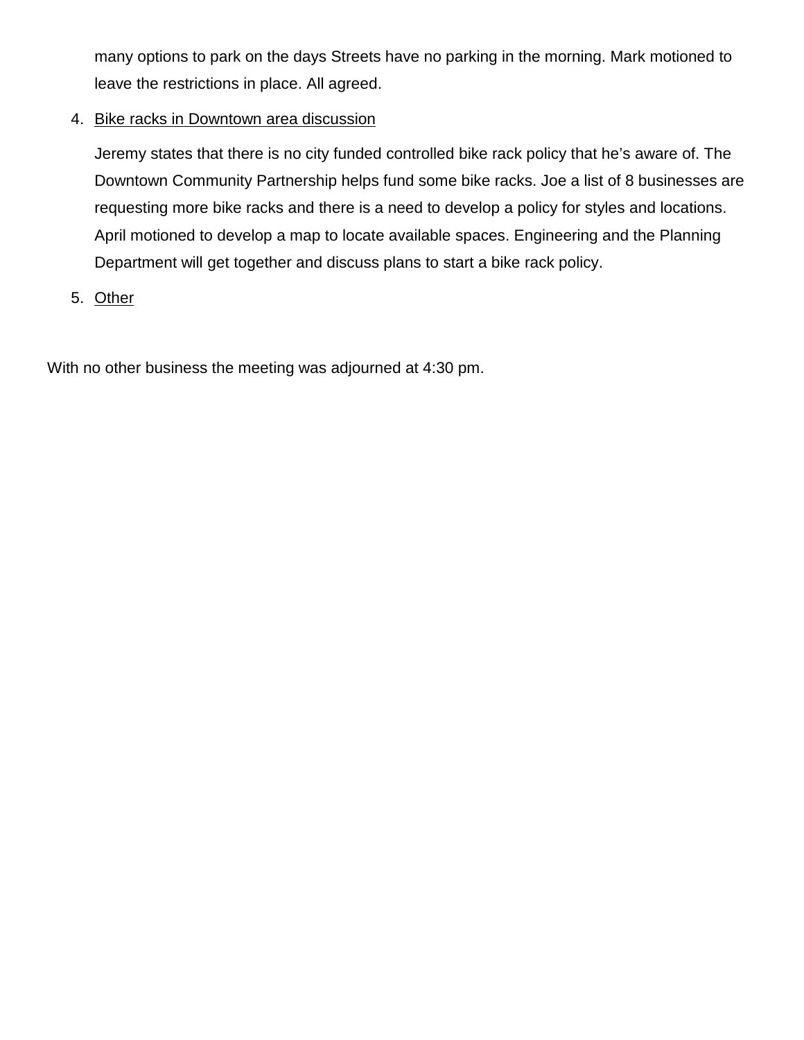many options to park on the days Streets have no parking in the morning. Mark motioned to leave the restrictions in place. All agreed.

4. Bike racks in Downtown area discussion

   Jeremy states that there is no city funded controlled bike rack policy that he's aware of. The Downtown Community Partnership helps fund some bike racks. Joe a list of 8 businesses are requesting more bike racks and there is a need to develop a policy for styles and locations. April motioned to develop a map to locate available spaces. Engineering and the Planning Department will get together and discuss plans to start a bike rack policy.

5. Other

With no other business the meeting was adjourned at 4:30 pm.